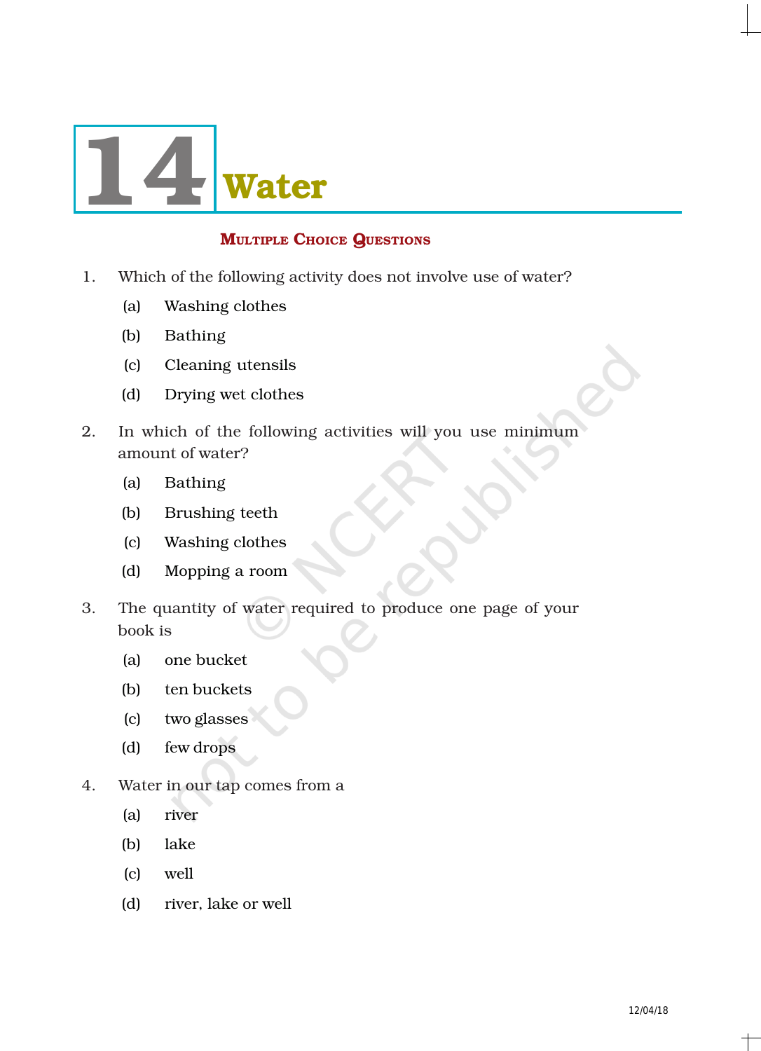# 14 Water

## MULTIPLE CHOICE QUESTIONS

1. Which of the following activity does not involve use of water?
   - (a) Washing clothes
   - (b) Bathing
   - (c) Cleaning utensils
   - (d) Drying wet clothes

2. In which of the following activities will you use minimum amount of water?
   - (a) Bathing
   - (b) Brushing teeth
   - (c) Washing clothes
   - (d) Mopping a room

3. The quantity of water required to produce one page of your book is
   - (a) one bucket
   - (b) ten buckets
   - (c) two glasses
   - (d) few drops

4. Water in our tap comes from a
   - (a) river
   - (b) lake
   - (c) well
   - (d) river, lake or well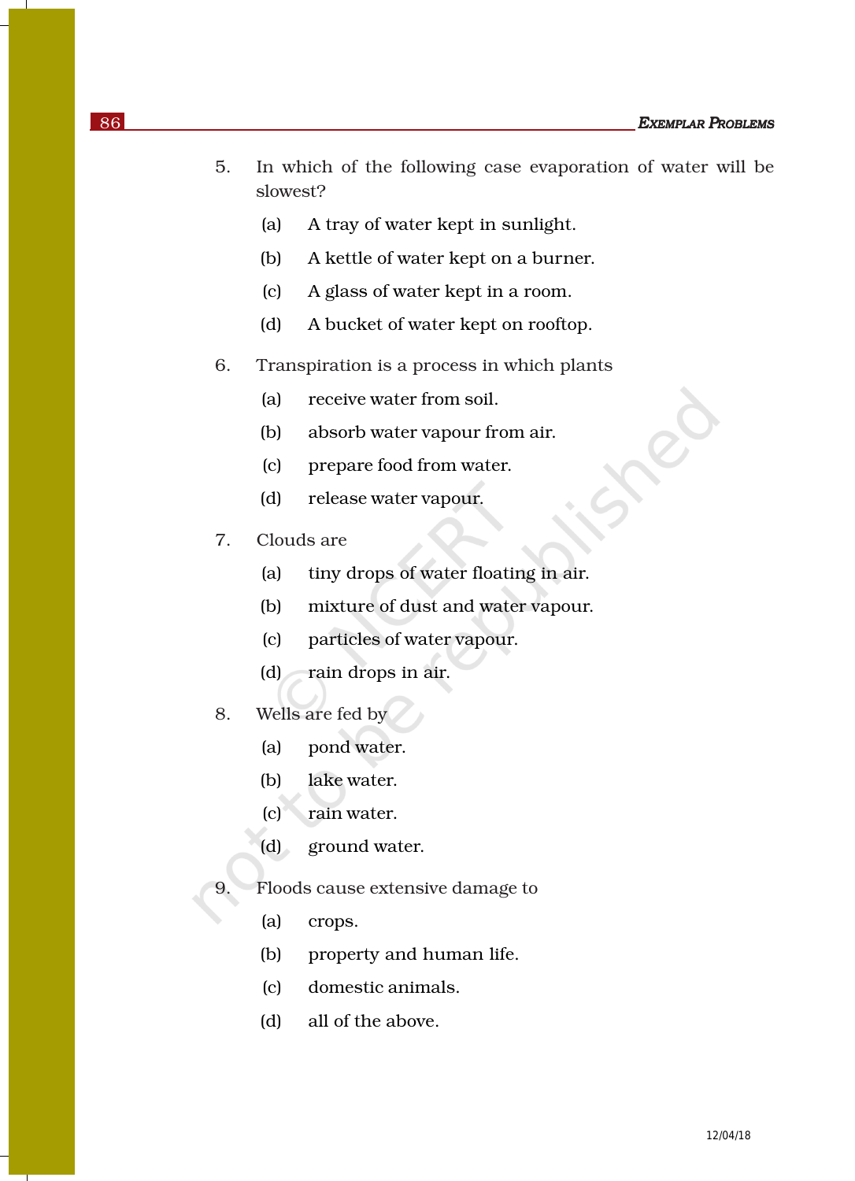5. In which of the following case evaporation of water will be slowest?

   (a) A tray of water kept in sunlight.

   (b) A kettle of water kept on a burner.

   (c) A glass of water kept in a room.

   (d) A bucket of water kept on rooftop.

6. Transpiration is a process in which plants

   (a) receive water from soil.

   (b) absorb water vapour from air.

   (c) prepare food from water.

   (d) release water vapour.

7. Clouds are

   (a) tiny drops of water floating in air.

   (b) mixture of dust and water vapour.

   (c) particles of water vapour.

   (d) rain drops in air.

8. Wells are fed by

   (a) pond water.

   (b) lake water.

   (c) rain water.

   (d) ground water.

9. Floods cause extensive damage to

   (a) crops.

   (b) property and human life.

   (c) domestic animals.

   (d) all of the above.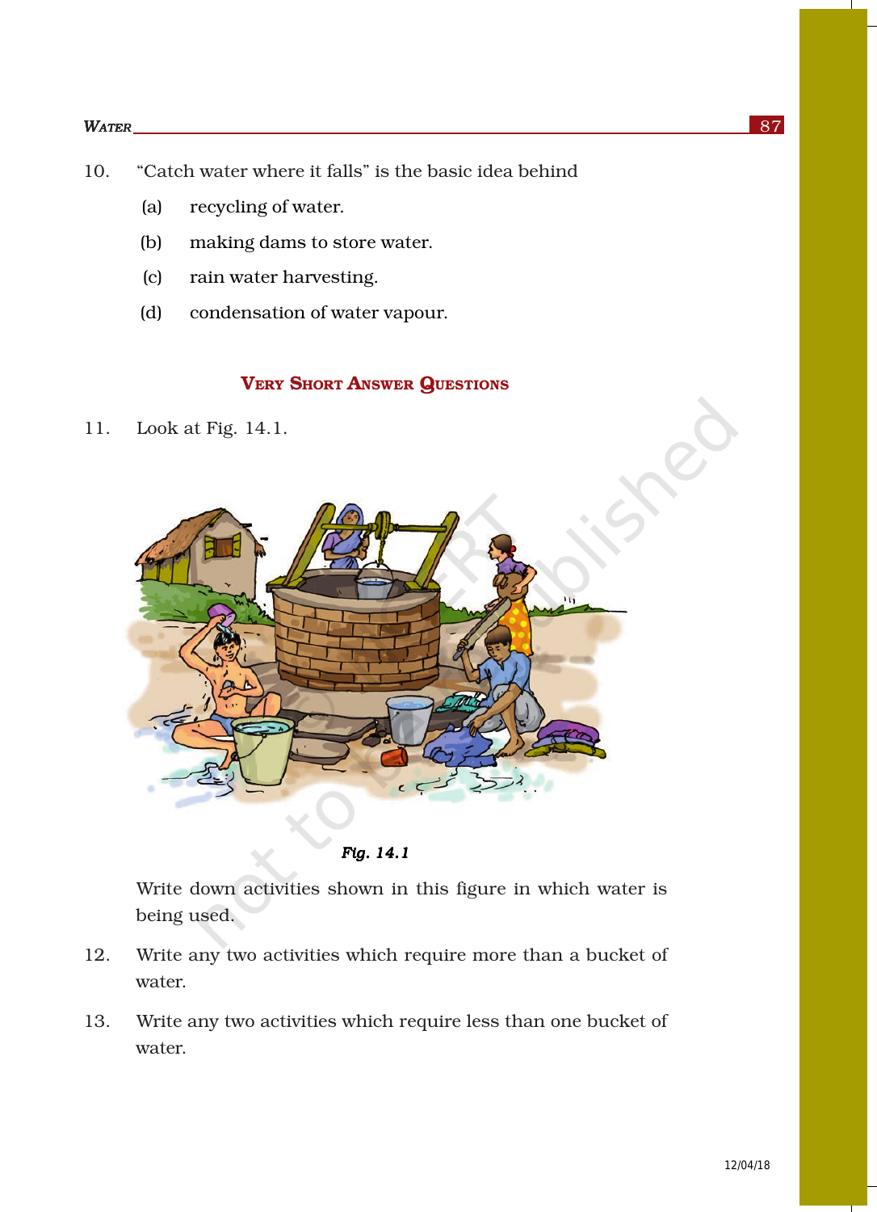10. "Catch water where it falls" is the basic idea behind

    (a) recycling of water.

    (b) making dams to store water.

    (c) rain water harvesting.

    (d) condensation of water vapour.

## Very Short Answer Questions

11. Look at Fig. 14.1.

*Fig. 14.1*

Write down activities shown in this figure in which water is being used.

12. Write any two activities which require more than a bucket of water.

13. Write any two activities which require less than one bucket of water.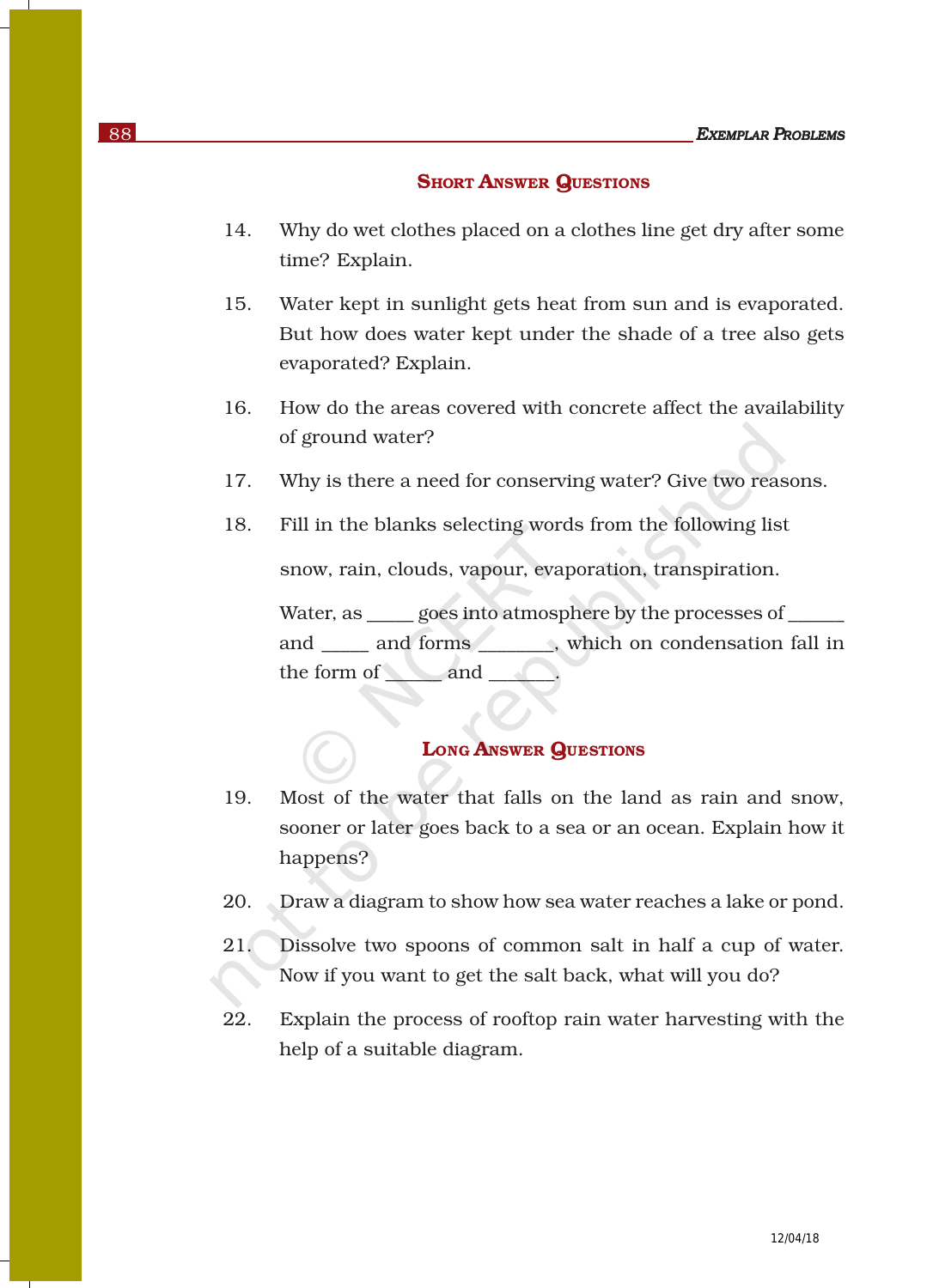## Short Answer Questions

14. Why do wet clothes placed on a clothes line get dry after some time? Explain.

15. Water kept in sunlight gets heat from sun and is evaporated. But how does water kept under the shade of a tree also gets evaporated? Explain.

16. How do the areas covered with concrete affect the availability of ground water?

17. Why is there a need for conserving water? Give two reasons.

18. Fill in the blanks selecting words from the following list

    snow, rain, clouds, vapour, evaporation, transpiration.

    Water, as _____ goes into atmosphere by the processes of ______ and _____ and forms _______, which on condensation fall in the form of ______ and _______.

## Long Answer Questions

19. Most of the water that falls on the land as rain and snow, sooner or later goes back to a sea or an ocean. Explain how it happens?

20. Draw a diagram to show how sea water reaches a lake or pond.

21. Dissolve two spoons of common salt in half a cup of water. Now if you want to get the salt back, what will you do?

22. Explain the process of rooftop rain water harvesting with the help of a suitable diagram.